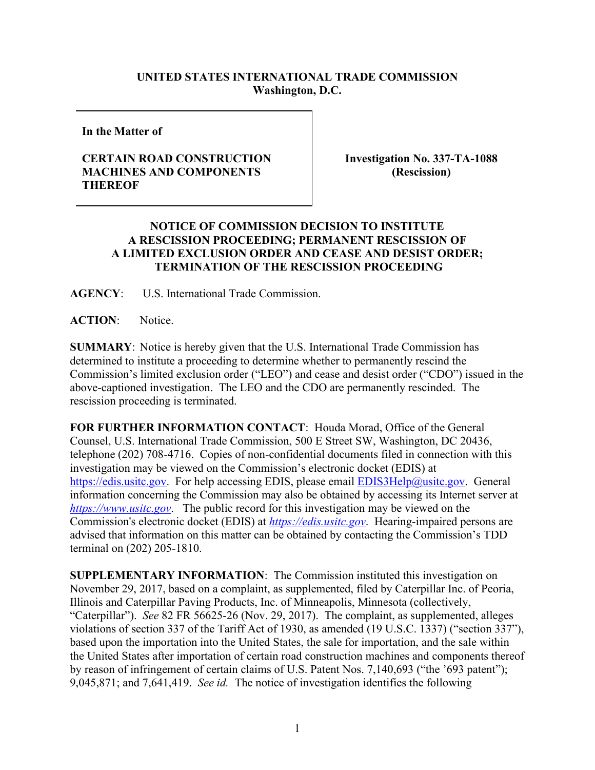**UNITED STATES INTERNATIONAL TRADE COMMISSION**
**Washington, D.C.**

| | |
|---|---|
| **In the Matter of**<br><br>**CERTAIN ROAD CONSTRUCTION MACHINES AND COMPONENTS THEREOF** | **Investigation No. 337-TA-1088 (Rescission)** |

## NOTICE OF COMMISSION DECISION TO INSTITUTE A RESCISSION PROCEEDING; PERMANENT RESCISSION OF A LIMITED EXCLUSION ORDER AND CEASE AND DESIST ORDER; TERMINATION OF THE RESCISSION PROCEEDING

**AGENCY**: U.S. International Trade Commission.

**ACTION**: Notice.

**SUMMARY**: Notice is hereby given that the U.S. International Trade Commission has determined to institute a proceeding to determine whether to permanently rescind the Commission's limited exclusion order ("LEO") and cease and desist order ("CDO") issued in the above-captioned investigation. The LEO and the CDO are permanently rescinded. The rescission proceeding is terminated.

**FOR FURTHER INFORMATION CONTACT**: Houda Morad, Office of the General Counsel, U.S. International Trade Commission, 500 E Street SW, Washington, DC 20436, telephone (202) 708-4716. Copies of non-confidential documents filed in connection with this investigation may be viewed on the Commission's electronic docket (EDIS) at https://edis.usitc.gov. For help accessing EDIS, please email EDIS3Help@usitc.gov. General information concerning the Commission may also be obtained by accessing its Internet server at *https://www.usitc.gov*. The public record for this investigation may be viewed on the Commission's electronic docket (EDIS) at *https://edis.usitc.gov*. Hearing-impaired persons are advised that information on this matter can be obtained by contacting the Commission's TDD terminal on (202) 205-1810.

**SUPPLEMENTARY INFORMATION**: The Commission instituted this investigation on November 29, 2017, based on a complaint, as supplemented, filed by Caterpillar Inc. of Peoria, Illinois and Caterpillar Paving Products, Inc. of Minneapolis, Minnesota (collectively, "Caterpillar"). *See* 82 FR 56625-26 (Nov. 29, 2017). The complaint, as supplemented, alleges violations of section 337 of the Tariff Act of 1930, as amended (19 U.S.C. 1337) ("section 337"), based upon the importation into the United States, the sale for importation, and the sale within the United States after importation of certain road construction machines and components thereof by reason of infringement of certain claims of U.S. Patent Nos. 7,140,693 ("the '693 patent"); 9,045,871; and 7,641,419. *See id.* The notice of investigation identifies the following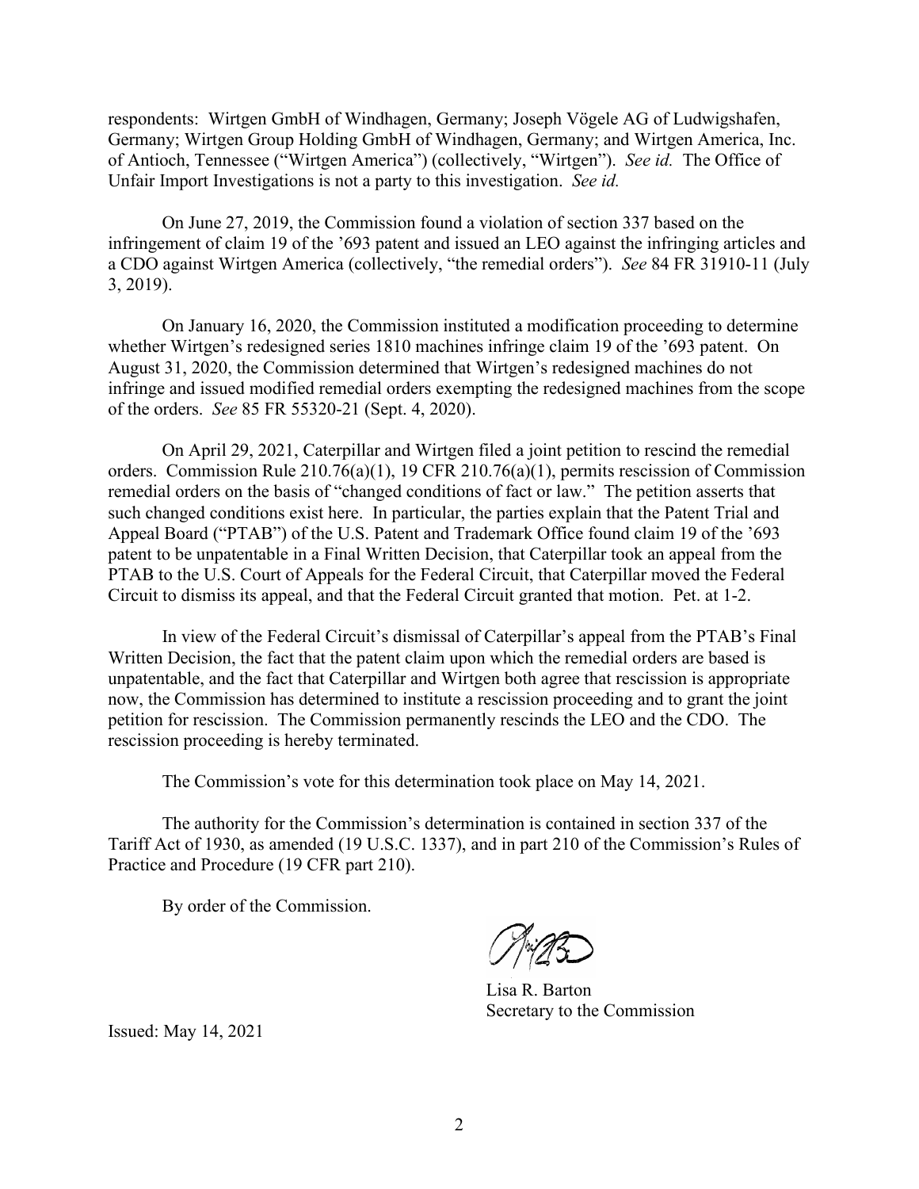respondents: Wirtgen GmbH of Windhagen, Germany; Joseph Vögele AG of Ludwigshafen, Germany; Wirtgen Group Holding GmbH of Windhagen, Germany; and Wirtgen America, Inc. of Antioch, Tennessee ("Wirtgen America") (collectively, "Wirtgen"). *See id.* The Office of Unfair Import Investigations is not a party to this investigation. *See id.*

On June 27, 2019, the Commission found a violation of section 337 based on the infringement of claim 19 of the '693 patent and issued an LEO against the infringing articles and a CDO against Wirtgen America (collectively, "the remedial orders"). *See* 84 FR 31910-11 (July 3, 2019).

On January 16, 2020, the Commission instituted a modification proceeding to determine whether Wirtgen's redesigned series 1810 machines infringe claim 19 of the '693 patent. On August 31, 2020, the Commission determined that Wirtgen's redesigned machines do not infringe and issued modified remedial orders exempting the redesigned machines from the scope of the orders. *See* 85 FR 55320-21 (Sept. 4, 2020).

On April 29, 2021, Caterpillar and Wirtgen filed a joint petition to rescind the remedial orders. Commission Rule 210.76(a)(1), 19 CFR 210.76(a)(1), permits rescission of Commission remedial orders on the basis of "changed conditions of fact or law." The petition asserts that such changed conditions exist here. In particular, the parties explain that the Patent Trial and Appeal Board ("PTAB") of the U.S. Patent and Trademark Office found claim 19 of the '693 patent to be unpatentable in a Final Written Decision, that Caterpillar took an appeal from the PTAB to the U.S. Court of Appeals for the Federal Circuit, that Caterpillar moved the Federal Circuit to dismiss its appeal, and that the Federal Circuit granted that motion. Pet. at 1-2.

In view of the Federal Circuit's dismissal of Caterpillar's appeal from the PTAB's Final Written Decision, the fact that the patent claim upon which the remedial orders are based is unpatentable, and the fact that Caterpillar and Wirtgen both agree that rescission is appropriate now, the Commission has determined to institute a rescission proceeding and to grant the joint petition for rescission. The Commission permanently rescinds the LEO and the CDO. The rescission proceeding is hereby terminated.

The Commission's vote for this determination took place on May 14, 2021.

The authority for the Commission's determination is contained in section 337 of the Tariff Act of 1930, as amended (19 U.S.C. 1337), and in part 210 of the Commission's Rules of Practice and Procedure (19 CFR part 210).

By order of the Commission.

Lisa R. Barton
Secretary to the Commission

Issued: May 14, 2021